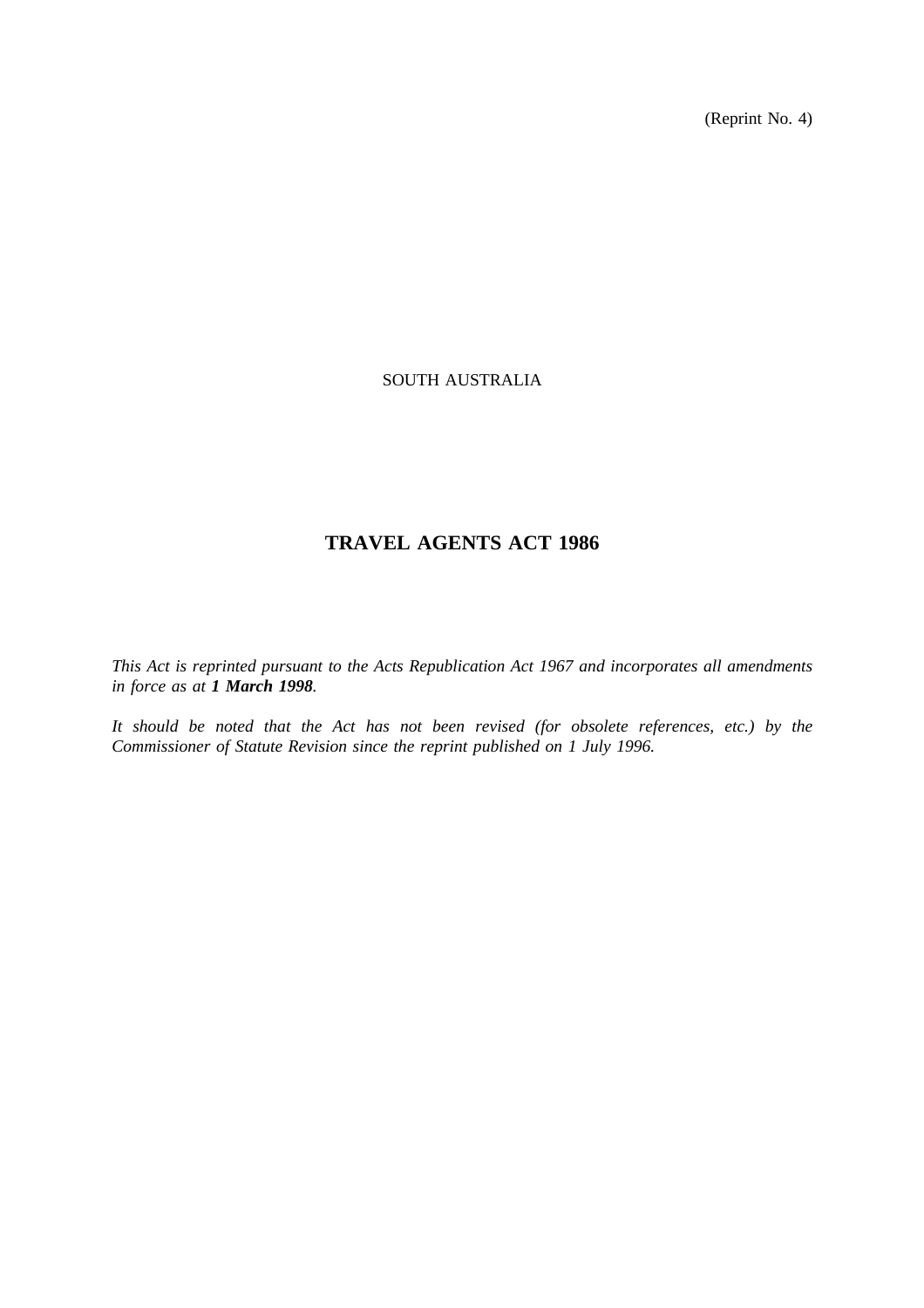(Reprint No. 4)

SOUTH AUSTRALIA

# TRAVEL AGENTS ACT 1986

*This Act is reprinted pursuant to the Acts Republication Act 1967 and incorporates all amendments in force as at **1 March 1998**.*

*It should be noted that the Act has not been revised (for obsolete references, etc.) by the Commissioner of Statute Revision since the reprint published on 1 July 1996.*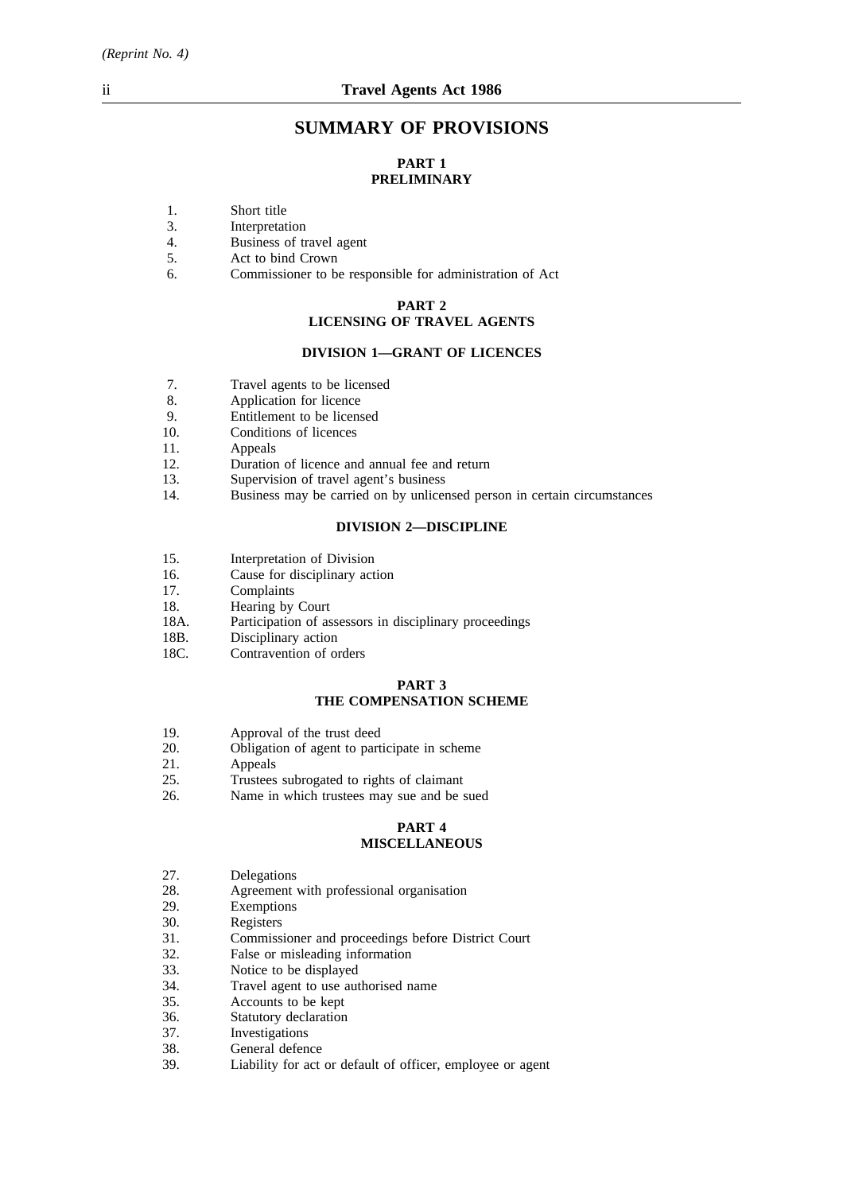# SUMMARY OF PROVISIONS

## PART 1
## PRELIMINARY

1. Short title
3. Interpretation
4. Business of travel agent
5. Act to bind Crown
6. Commissioner to be responsible for administration of Act

## PART 2
## LICENSING OF TRAVEL AGENTS

### DIVISION 1—GRANT OF LICENCES

7. Travel agents to be licensed
8. Application for licence
9. Entitlement to be licensed
10. Conditions of licences
11. Appeals
12. Duration of licence and annual fee and return
13. Supervision of travel agent's business
14. Business may be carried on by unlicensed person in certain circumstances

### DIVISION 2—DISCIPLINE

15. Interpretation of Division
16. Cause for disciplinary action
17. Complaints
18. Hearing by Court

18A. Participation of assessors in disciplinary proceedings

18B. Disciplinary action

18C. Contravention of orders

## PART 3
## THE COMPENSATION SCHEME

19. Approval of the trust deed
20. Obligation of agent to participate in scheme
21. Appeals
25. Trustees subrogated to rights of claimant
26. Name in which trustees may sue and be sued

## PART 4
## MISCELLANEOUS

27. Delegations
28. Agreement with professional organisation
29. Exemptions
30. Registers
31. Commissioner and proceedings before District Court
32. False or misleading information
33. Notice to be displayed
34. Travel agent to use authorised name
35. Accounts to be kept
36. Statutory declaration
37. Investigations
38. General defence
39. Liability for act or default of officer, employee or agent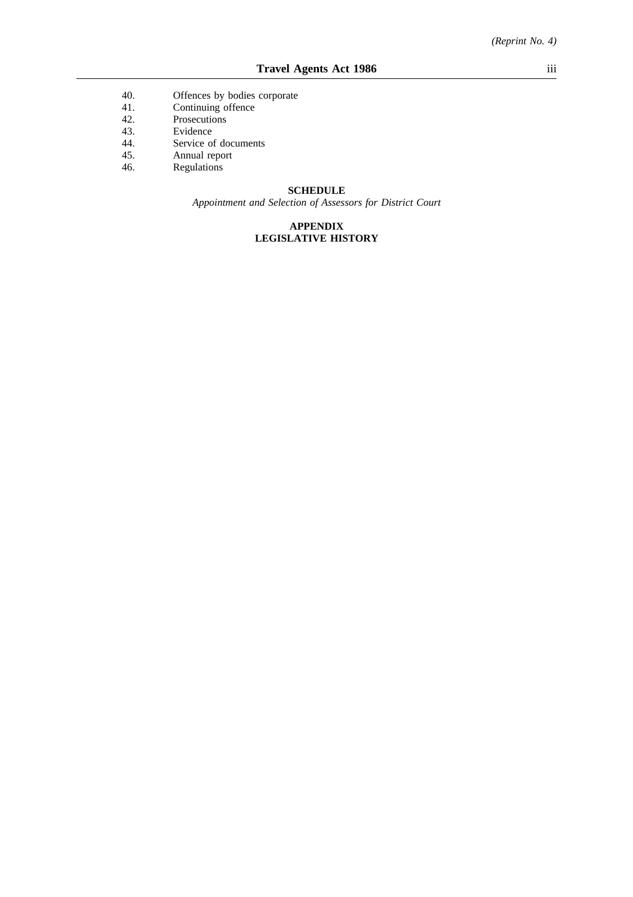40. Offences by bodies corporate
41. Continuing offence
42. Prosecutions
43. Evidence
44. Service of documents
45. Annual report
46. Regulations

**SCHEDULE**

*Appointment and Selection of Assessors for District Court*

**APPENDIX**
**LEGISLATIVE HISTORY**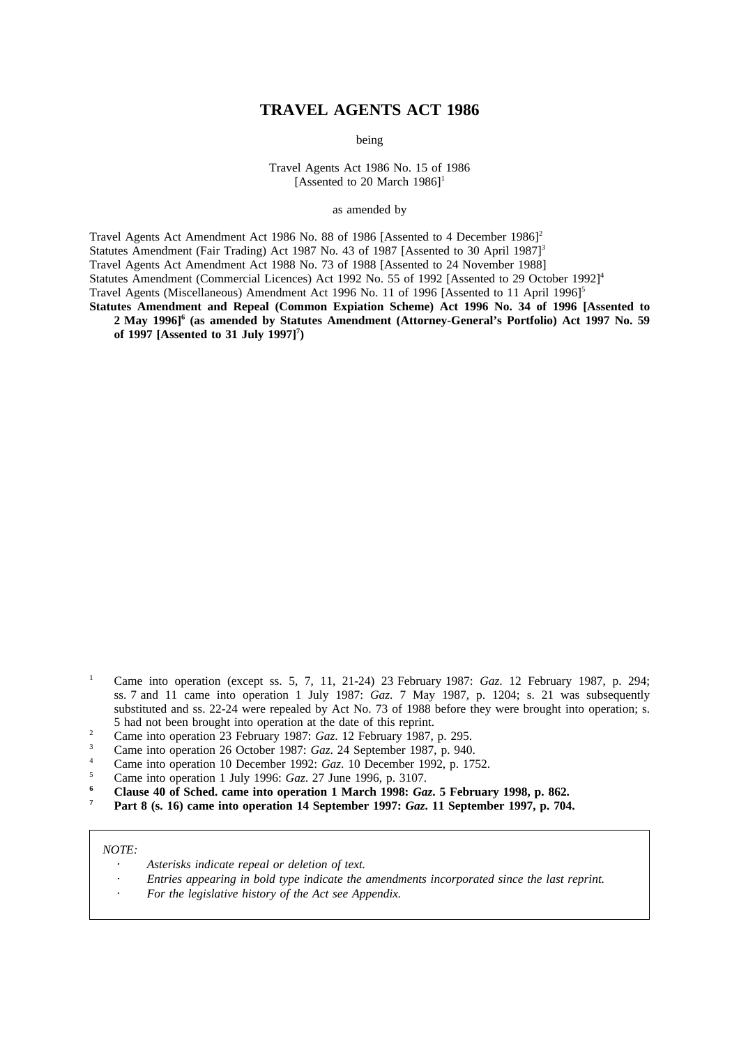# TRAVEL AGENTS ACT 1986

being

Travel Agents Act 1986 No. 15 of 1986
[Assented to 20 March 1986][1]

as amended by

Travel Agents Act Amendment Act 1986 No. 88 of 1986 [Assented to 4 December 1986][2]
Statutes Amendment (Fair Trading) Act 1987 No. 43 of 1987 [Assented to 30 April 1987][3]
Travel Agents Act Amendment Act 1988 No. 73 of 1988 [Assented to 24 November 1988]
Statutes Amendment (Commercial Licences) Act 1992 No. 55 of 1992 [Assented to 29 October 1992][4]
Travel Agents (Miscellaneous) Amendment Act 1996 No. 11 of 1996 [Assented to 11 April 1996][5]
**Statutes Amendment and Repeal (Common Expiation Scheme) Act 1996 No. 34 of 1996 [Assented to 2 May 1996][6] (as amended by Statutes Amendment (Attorney-General's Portfolio) Act 1997 No. 59 of 1997 [Assented to 31 July 1997][7])**

[1] Came into operation (except ss. 5, 7, 11, 21-24) 23 February 1987: *Gaz*. 12 February 1987, p. 294; ss. 7 and 11 came into operation 1 July 1987: *Gaz*. 7 May 1987, p. 1204; s. 21 was subsequently substituted and ss. 22-24 were repealed by Act No. 73 of 1988 before they were brought into operation; s. 5 had not been brought into operation at the date of this reprint.
[2] Came into operation 23 February 1987: *Gaz*. 12 February 1987, p. 295.
[3] Came into operation 26 October 1987: *Gaz*. 24 September 1987, p. 940.
[4] Came into operation 10 December 1992: *Gaz*. 10 December 1992, p. 1752.
[5] Came into operation 1 July 1996: *Gaz*. 27 June 1996, p. 3107.
**[6] Clause 40 of Sched. came into operation 1 March 1998: *Gaz*. 5 February 1998, p. 862.**
**[7] Part 8 (s. 16) came into operation 14 September 1997: *Gaz*. 11 September 1997, p. 704.**

*NOTE:*

- *Asterisks indicate repeal or deletion of text.*
- *Entries appearing in bold type indicate the amendments incorporated since the last reprint.*
- *For the legislative history of the Act see Appendix.*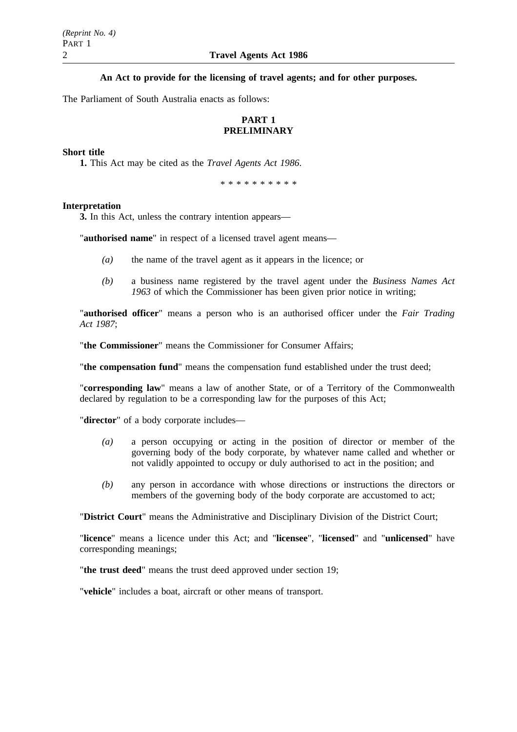**An Act to provide for the licensing of travel agents; and for other purposes.**

The Parliament of South Australia enacts as follows:

## PART 1
## PRELIMINARY

**Short title**

**1.** This Act may be cited as the *Travel Agents Act 1986*.

\* \* \* \* \* \* \* \* \* \*

**Interpretation**

**3.** In this Act, unless the contrary intention appears—

"**authorised name**" in respect of a licensed travel agent means—

*(a)* the name of the travel agent as it appears in the licence; or

*(b)* a business name registered by the travel agent under the *Business Names Act 1963* of which the Commissioner has been given prior notice in writing;

"**authorised officer**" means a person who is an authorised officer under the *Fair Trading Act 1987*;

"**the Commissioner**" means the Commissioner for Consumer Affairs;

"**the compensation fund**" means the compensation fund established under the trust deed;

"**corresponding law**" means a law of another State, or of a Territory of the Commonwealth declared by regulation to be a corresponding law for the purposes of this Act;

"**director**" of a body corporate includes—

*(a)* a person occupying or acting in the position of director or member of the governing body of the body corporate, by whatever name called and whether or not validly appointed to occupy or duly authorised to act in the position; and

*(b)* any person in accordance with whose directions or instructions the directors or members of the governing body of the body corporate are accustomed to act;

"**District Court**" means the Administrative and Disciplinary Division of the District Court;

"**licence**" means a licence under this Act; and "**licensee**", "**licensed**" and "**unlicensed**" have corresponding meanings;

"**the trust deed**" means the trust deed approved under section 19;

"**vehicle**" includes a boat, aircraft or other means of transport.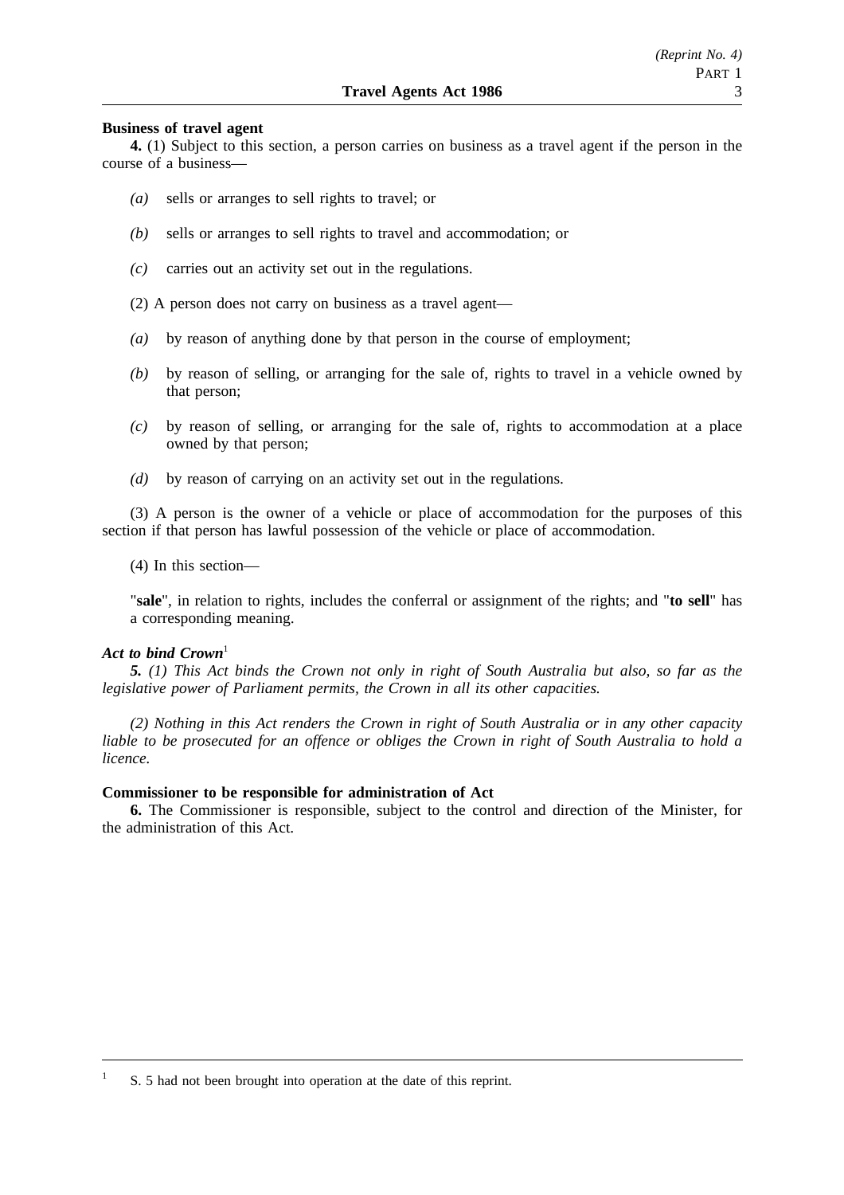**Business of travel agent**

**4.** (1) Subject to this section, a person carries on business as a travel agent if the person in the course of a business—

*(a)* sells or arranges to sell rights to travel; or

*(b)* sells or arranges to sell rights to travel and accommodation; or

*(c)* carries out an activity set out in the regulations.

(2) A person does not carry on business as a travel agent—

*(a)* by reason of anything done by that person in the course of employment;

*(b)* by reason of selling, or arranging for the sale of, rights to travel in a vehicle owned by that person;

*(c)* by reason of selling, or arranging for the sale of, rights to accommodation at a place owned by that person;

*(d)* by reason of carrying on an activity set out in the regulations.

(3) A person is the owner of a vehicle or place of accommodation for the purposes of this section if that person has lawful possession of the vehicle or place of accommodation.

(4) In this section—

"**sale**", in relation to rights, includes the conferral or assignment of the rights; and "**to sell**" has a corresponding meaning.

***Act to bind Crown***[1]

***5.*** *(1) This Act binds the Crown not only in right of South Australia but also, so far as the legislative power of Parliament permits, the Crown in all its other capacities.*

*(2) Nothing in this Act renders the Crown in right of South Australia or in any other capacity liable to be prosecuted for an offence or obliges the Crown in right of South Australia to hold a licence.*

**Commissioner to be responsible for administration of Act**

**6.** The Commissioner is responsible, subject to the control and direction of the Minister, for the administration of this Act.

---

[1] S. 5 had not been brought into operation at the date of this reprint.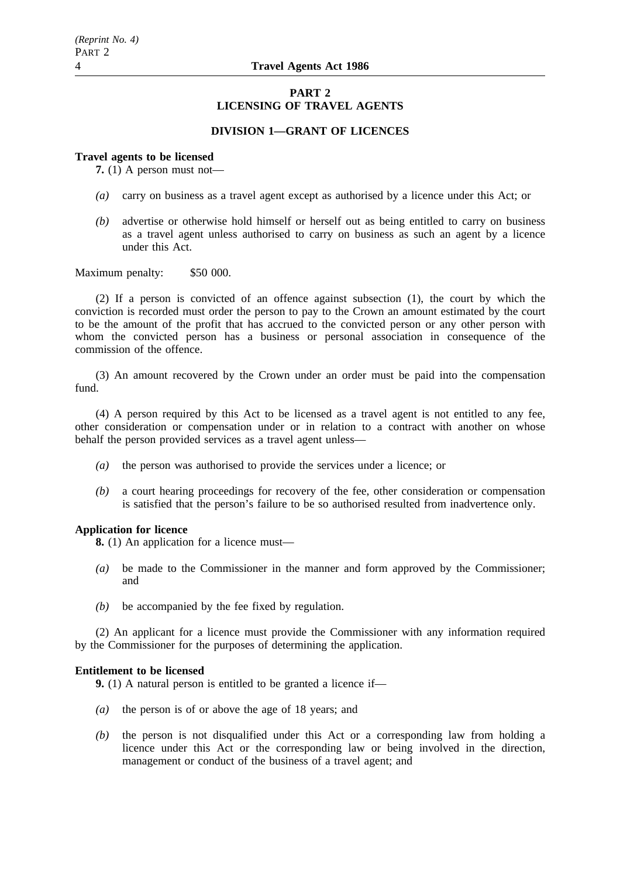## PART 2
## LICENSING OF TRAVEL AGENTS

### DIVISION 1—GRANT OF LICENCES

**Travel agents to be licensed**

**7.** (1) A person must not—

*(a)* carry on business as a travel agent except as authorised by a licence under this Act; or

*(b)* advertise or otherwise hold himself or herself out as being entitled to carry on business as a travel agent unless authorised to carry on business as such an agent by a licence under this Act.

Maximum penalty: $50 000.

(2) If a person is convicted of an offence against subsection (1), the court by which the conviction is recorded must order the person to pay to the Crown an amount estimated by the court to be the amount of the profit that has accrued to the convicted person or any other person with whom the convicted person has a business or personal association in consequence of the commission of the offence.

(3) An amount recovered by the Crown under an order must be paid into the compensation fund.

(4) A person required by this Act to be licensed as a travel agent is not entitled to any fee, other consideration or compensation under or in relation to a contract with another on whose behalf the person provided services as a travel agent unless—

*(a)* the person was authorised to provide the services under a licence; or

*(b)* a court hearing proceedings for recovery of the fee, other consideration or compensation is satisfied that the person's failure to be so authorised resulted from inadvertence only.

**Application for licence**

**8.** (1) An application for a licence must—

*(a)* be made to the Commissioner in the manner and form approved by the Commissioner; and

*(b)* be accompanied by the fee fixed by regulation.

(2) An applicant for a licence must provide the Commissioner with any information required by the Commissioner for the purposes of determining the application.

**Entitlement to be licensed**

**9.** (1) A natural person is entitled to be granted a licence if—

*(a)* the person is of or above the age of 18 years; and

*(b)* the person is not disqualified under this Act or a corresponding law from holding a licence under this Act or the corresponding law or being involved in the direction, management or conduct of the business of a travel agent; and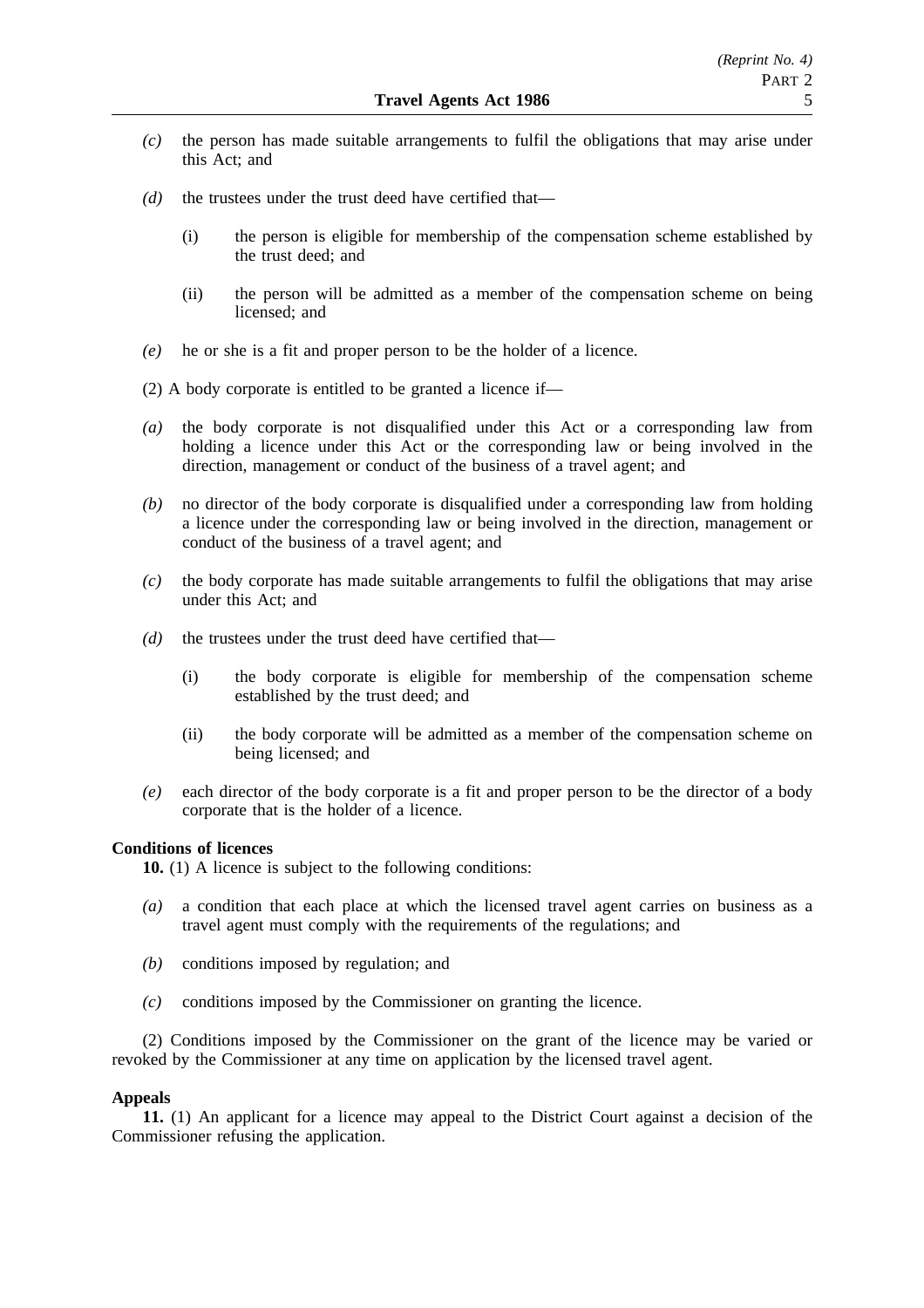*(c)* the person has made suitable arrangements to fulfil the obligations that may arise under this Act; and

*(d)* the trustees under the trust deed have certified that—

(i) the person is eligible for membership of the compensation scheme established by the trust deed; and

(ii) the person will be admitted as a member of the compensation scheme on being licensed; and

*(e)* he or she is a fit and proper person to be the holder of a licence.

(2) A body corporate is entitled to be granted a licence if—

*(a)* the body corporate is not disqualified under this Act or a corresponding law from holding a licence under this Act or the corresponding law or being involved in the direction, management or conduct of the business of a travel agent; and

*(b)* no director of the body corporate is disqualified under a corresponding law from holding a licence under the corresponding law or being involved in the direction, management or conduct of the business of a travel agent; and

*(c)* the body corporate has made suitable arrangements to fulfil the obligations that may arise under this Act; and

*(d)* the trustees under the trust deed have certified that—

(i) the body corporate is eligible for membership of the compensation scheme established by the trust deed; and

(ii) the body corporate will be admitted as a member of the compensation scheme on being licensed; and

*(e)* each director of the body corporate is a fit and proper person to be the director of a body corporate that is the holder of a licence.

**Conditions of licences**

**10.** (1) A licence is subject to the following conditions:

*(a)* a condition that each place at which the licensed travel agent carries on business as a travel agent must comply with the requirements of the regulations; and

*(b)* conditions imposed by regulation; and

*(c)* conditions imposed by the Commissioner on granting the licence.

(2) Conditions imposed by the Commissioner on the grant of the licence may be varied or revoked by the Commissioner at any time on application by the licensed travel agent.

**Appeals**

**11.** (1) An applicant for a licence may appeal to the District Court against a decision of the Commissioner refusing the application.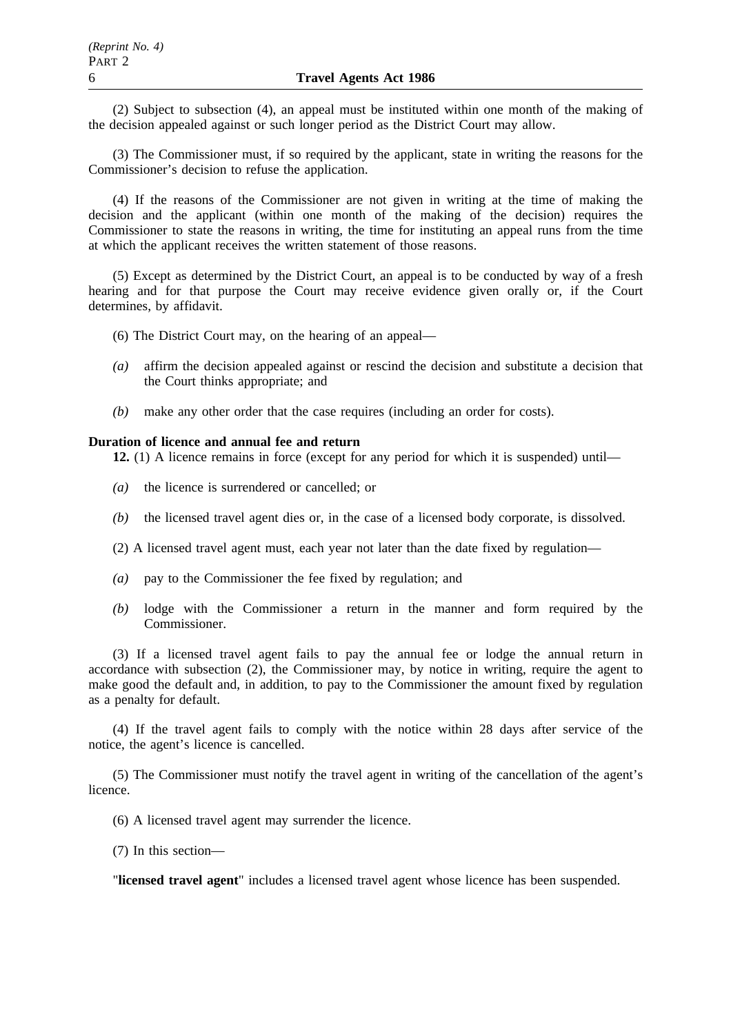(2) Subject to subsection (4), an appeal must be instituted within one month of the making of the decision appealed against or such longer period as the District Court may allow.

(3) The Commissioner must, if so required by the applicant, state in writing the reasons for the Commissioner's decision to refuse the application.

(4) If the reasons of the Commissioner are not given in writing at the time of making the decision and the applicant (within one month of the making of the decision) requires the Commissioner to state the reasons in writing, the time for instituting an appeal runs from the time at which the applicant receives the written statement of those reasons.

(5) Except as determined by the District Court, an appeal is to be conducted by way of a fresh hearing and for that purpose the Court may receive evidence given orally or, if the Court determines, by affidavit.

(6) The District Court may, on the hearing of an appeal—

*(a)* affirm the decision appealed against or rescind the decision and substitute a decision that the Court thinks appropriate; and

*(b)* make any other order that the case requires (including an order for costs).

**Duration of licence and annual fee and return**

**12.** (1) A licence remains in force (except for any period for which it is suspended) until—

*(a)* the licence is surrendered or cancelled; or

*(b)* the licensed travel agent dies or, in the case of a licensed body corporate, is dissolved.

(2) A licensed travel agent must, each year not later than the date fixed by regulation—

*(a)* pay to the Commissioner the fee fixed by regulation; and

*(b)* lodge with the Commissioner a return in the manner and form required by the Commissioner.

(3) If a licensed travel agent fails to pay the annual fee or lodge the annual return in accordance with subsection (2), the Commissioner may, by notice in writing, require the agent to make good the default and, in addition, to pay to the Commissioner the amount fixed by regulation as a penalty for default.

(4) If the travel agent fails to comply with the notice within 28 days after service of the notice, the agent's licence is cancelled.

(5) The Commissioner must notify the travel agent in writing of the cancellation of the agent's licence.

(6) A licensed travel agent may surrender the licence.

(7) In this section—

"**licensed travel agent**" includes a licensed travel agent whose licence has been suspended.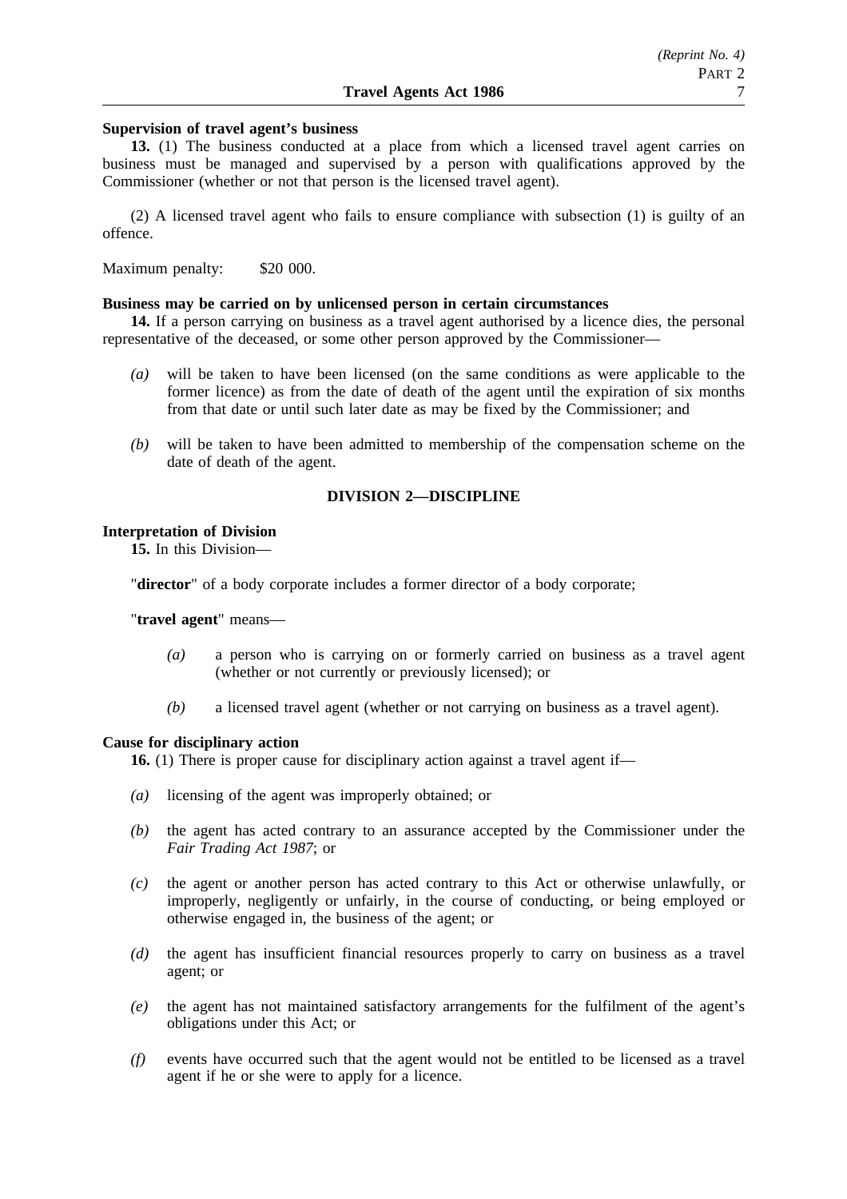**Supervision of travel agent's business**

**13.** (1) The business conducted at a place from which a licensed travel agent carries on business must be managed and supervised by a person with qualifications approved by the Commissioner (whether or not that person is the licensed travel agent).

(2) A licensed travel agent who fails to ensure compliance with subsection (1) is guilty of an offence.

Maximum penalty: $20 000.

**Business may be carried on by unlicensed person in certain circumstances**

**14.** If a person carrying on business as a travel agent authorised by a licence dies, the personal representative of the deceased, or some other person approved by the Commissioner—

*(a)* will be taken to have been licensed (on the same conditions as were applicable to the former licence) as from the date of death of the agent until the expiration of six months from that date or until such later date as may be fixed by the Commissioner; and

*(b)* will be taken to have been admitted to membership of the compensation scheme on the date of death of the agent.

## DIVISION 2—DISCIPLINE

**Interpretation of Division**

**15.** In this Division—

"**director**" of a body corporate includes a former director of a body corporate;

"**travel agent**" means—

*(a)* a person who is carrying on or formerly carried on business as a travel agent (whether or not currently or previously licensed); or

*(b)* a licensed travel agent (whether or not carrying on business as a travel agent).

**Cause for disciplinary action**

**16.** (1) There is proper cause for disciplinary action against a travel agent if—

*(a)* licensing of the agent was improperly obtained; or

*(b)* the agent has acted contrary to an assurance accepted by the Commissioner under the *Fair Trading Act 1987*; or

*(c)* the agent or another person has acted contrary to this Act or otherwise unlawfully, or improperly, negligently or unfairly, in the course of conducting, or being employed or otherwise engaged in, the business of the agent; or

*(d)* the agent has insufficient financial resources properly to carry on business as a travel agent; or

*(e)* the agent has not maintained satisfactory arrangements for the fulfilment of the agent's obligations under this Act; or

*(f)* events have occurred such that the agent would not be entitled to be licensed as a travel agent if he or she were to apply for a licence.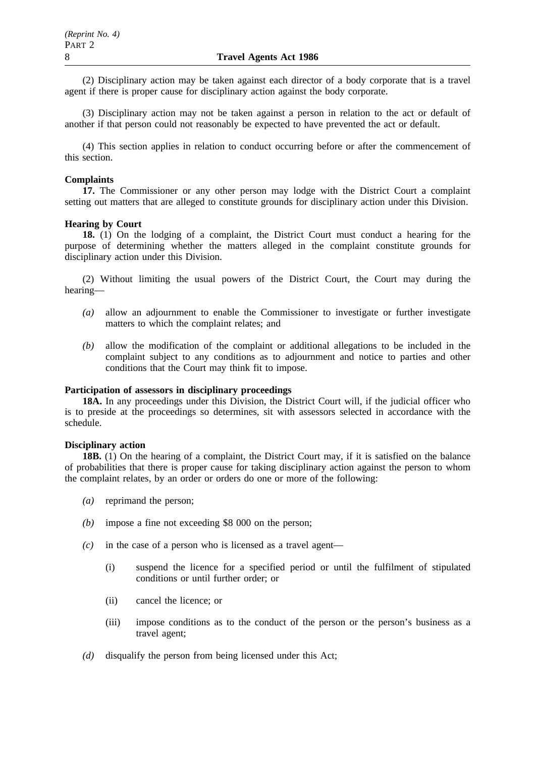(2) Disciplinary action may be taken against each director of a body corporate that is a travel agent if there is proper cause for disciplinary action against the body corporate.

(3) Disciplinary action may not be taken against a person in relation to the act or default of another if that person could not reasonably be expected to have prevented the act or default.

(4) This section applies in relation to conduct occurring before or after the commencement of this section.

**Complaints**

**17.** The Commissioner or any other person may lodge with the District Court a complaint setting out matters that are alleged to constitute grounds for disciplinary action under this Division.

**Hearing by Court**

**18.** (1) On the lodging of a complaint, the District Court must conduct a hearing for the purpose of determining whether the matters alleged in the complaint constitute grounds for disciplinary action under this Division.

(2) Without limiting the usual powers of the District Court, the Court may during the hearing—

- *(a)* allow an adjournment to enable the Commissioner to investigate or further investigate matters to which the complaint relates; and
- *(b)* allow the modification of the complaint or additional allegations to be included in the complaint subject to any conditions as to adjournment and notice to parties and other conditions that the Court may think fit to impose.

**Participation of assessors in disciplinary proceedings**

**18A.** In any proceedings under this Division, the District Court will, if the judicial officer who is to preside at the proceedings so determines, sit with assessors selected in accordance with the schedule.

**Disciplinary action**

**18B.** (1) On the hearing of a complaint, the District Court may, if it is satisfied on the balance of probabilities that there is proper cause for taking disciplinary action against the person to whom the complaint relates, by an order or orders do one or more of the following:

- *(a)* reprimand the person;
- *(b)* impose a fine not exceeding $8 000 on the person;
- *(c)* in the case of a person who is licensed as a travel agent—
  - (i) suspend the licence for a specified period or until the fulfilment of stipulated conditions or until further order; or
  - (ii) cancel the licence; or
  - (iii) impose conditions as to the conduct of the person or the person's business as a travel agent;
- *(d)* disqualify the person from being licensed under this Act;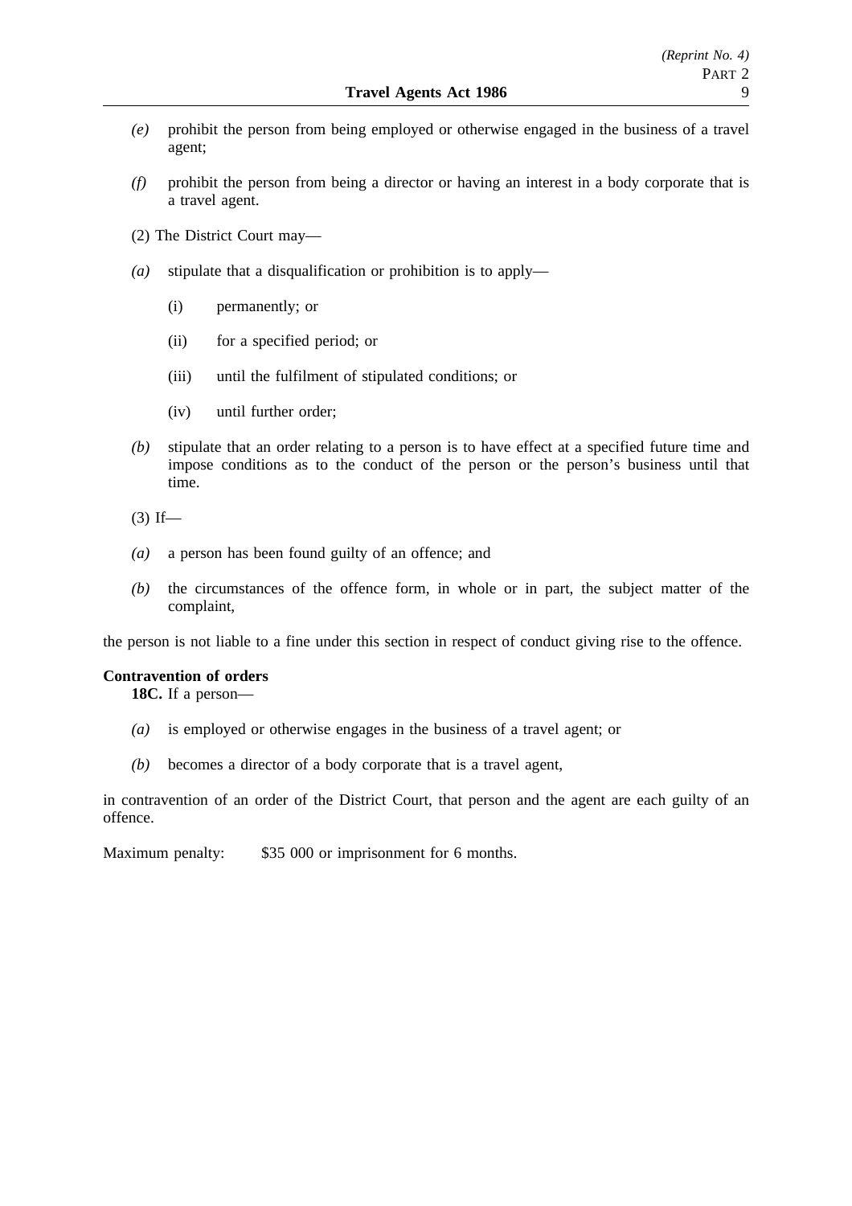*(e)* prohibit the person from being employed or otherwise engaged in the business of a travel agent;

*(f)* prohibit the person from being a director or having an interest in a body corporate that is a travel agent.

(2) The District Court may—

*(a)* stipulate that a disqualification or prohibition is to apply—

(i) permanently; or

(ii) for a specified period; or

(iii) until the fulfilment of stipulated conditions; or

(iv) until further order;

*(b)* stipulate that an order relating to a person is to have effect at a specified future time and impose conditions as to the conduct of the person or the person's business until that time.

(3) If—

*(a)* a person has been found guilty of an offence; and

*(b)* the circumstances of the offence form, in whole or in part, the subject matter of the complaint,

the person is not liable to a fine under this section in respect of conduct giving rise to the offence.

**Contravention of orders**

**18C.** If a person—

*(a)* is employed or otherwise engages in the business of a travel agent; or

*(b)* becomes a director of a body corporate that is a travel agent,

in contravention of an order of the District Court, that person and the agent are each guilty of an offence.

Maximum penalty: $35 000 or imprisonment for 6 months.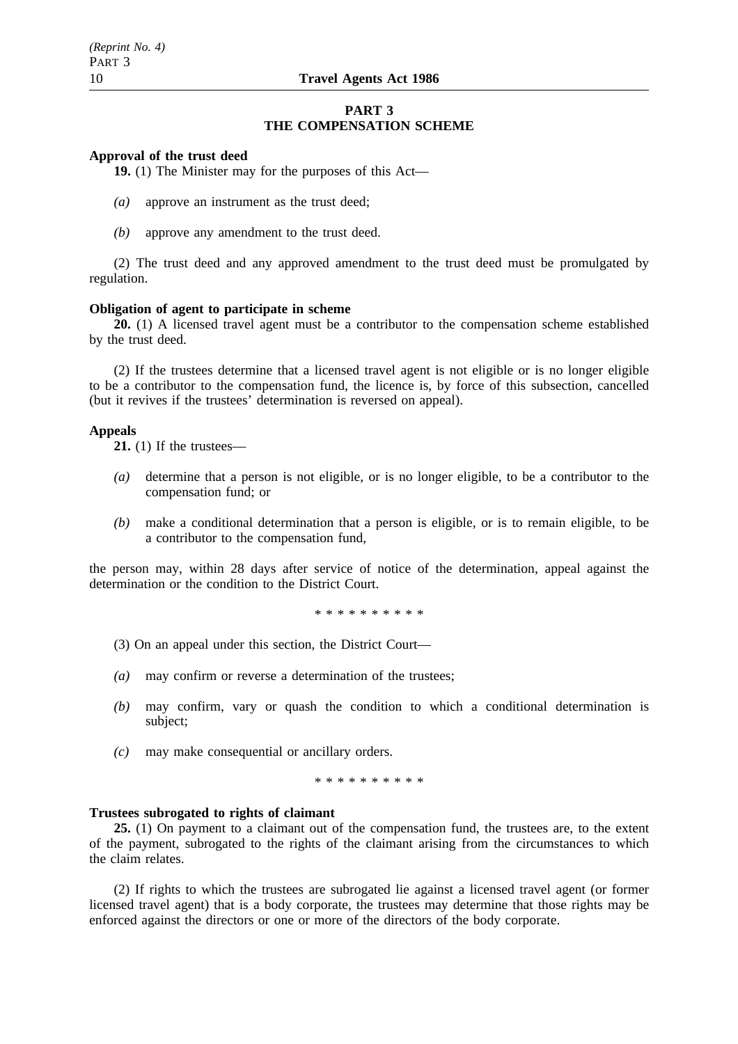## PART 3
## THE COMPENSATION SCHEME

**Approval of the trust deed**

**19.** (1) The Minister may for the purposes of this Act—

*(a)* approve an instrument as the trust deed;

*(b)* approve any amendment to the trust deed.

(2) The trust deed and any approved amendment to the trust deed must be promulgated by regulation.

**Obligation of agent to participate in scheme**

**20.** (1) A licensed travel agent must be a contributor to the compensation scheme established by the trust deed.

(2) If the trustees determine that a licensed travel agent is not eligible or is no longer eligible to be a contributor to the compensation fund, the licence is, by force of this subsection, cancelled (but it revives if the trustees' determination is reversed on appeal).

**Appeals**

**21.** (1) If the trustees—

*(a)* determine that a person is not eligible, or is no longer eligible, to be a contributor to the compensation fund; or

*(b)* make a conditional determination that a person is eligible, or is to remain eligible, to be a contributor to the compensation fund,

the person may, within 28 days after service of notice of the determination, appeal against the determination or the condition to the District Court.

\* \* \* \* \* \* \* \* \* \*

(3) On an appeal under this section, the District Court—

*(a)* may confirm or reverse a determination of the trustees;

*(b)* may confirm, vary or quash the condition to which a conditional determination is subject;

*(c)* may make consequential or ancillary orders.

\* \* \* \* \* \* \* \* \* \*

**Trustees subrogated to rights of claimant**

**25.** (1) On payment to a claimant out of the compensation fund, the trustees are, to the extent of the payment, subrogated to the rights of the claimant arising from the circumstances to which the claim relates.

(2) If rights to which the trustees are subrogated lie against a licensed travel agent (or former licensed travel agent) that is a body corporate, the trustees may determine that those rights may be enforced against the directors or one or more of the directors of the body corporate.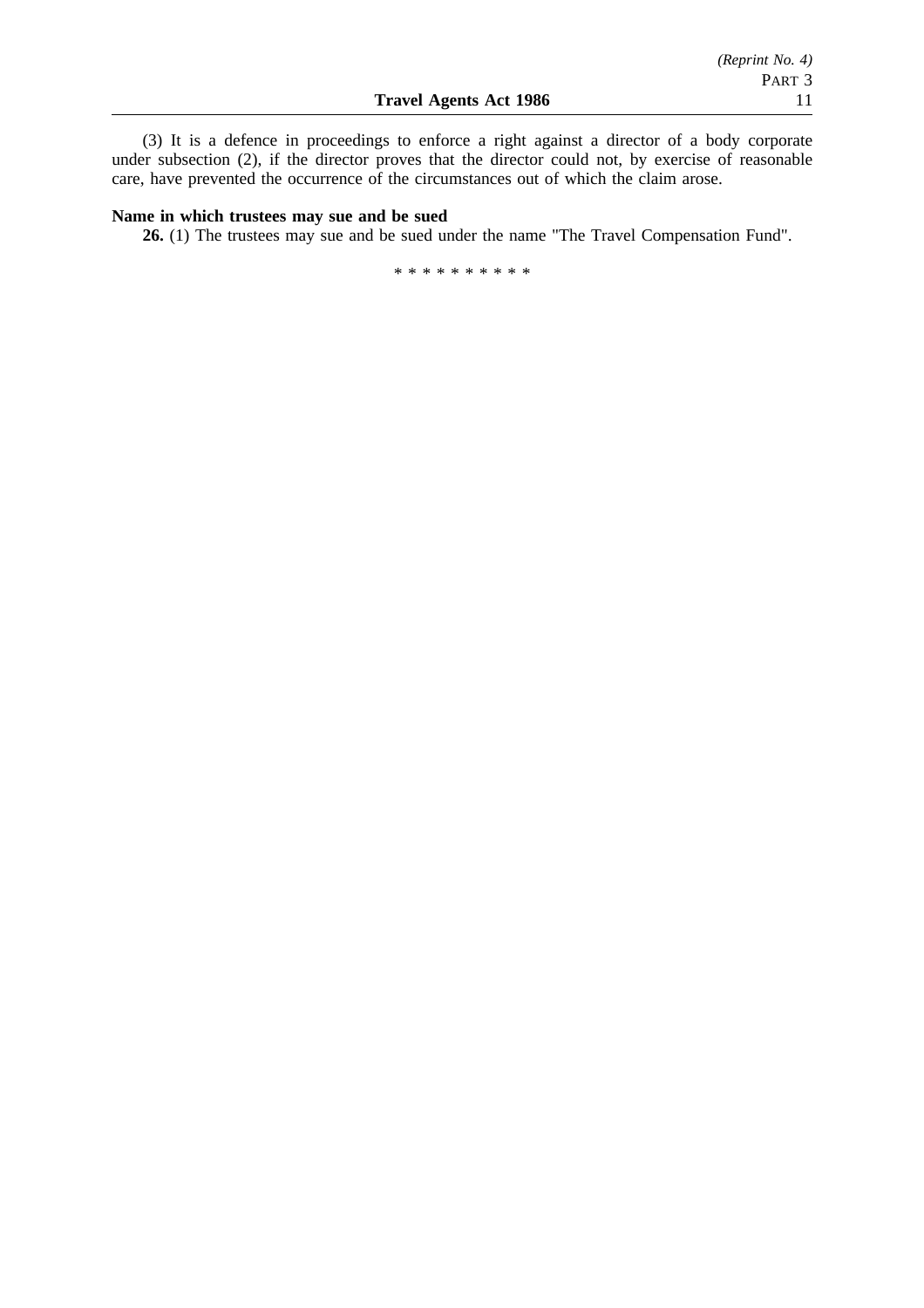(3) It is a defence in proceedings to enforce a right against a director of a body corporate under subsection (2), if the director proves that the director could not, by exercise of reasonable care, have prevented the occurrence of the circumstances out of which the claim arose.

**Name in which trustees may sue and be sued**

**26.** (1) The trustees may sue and be sued under the name "The Travel Compensation Fund".

\* \* \* \* \* \* \* \* \* \*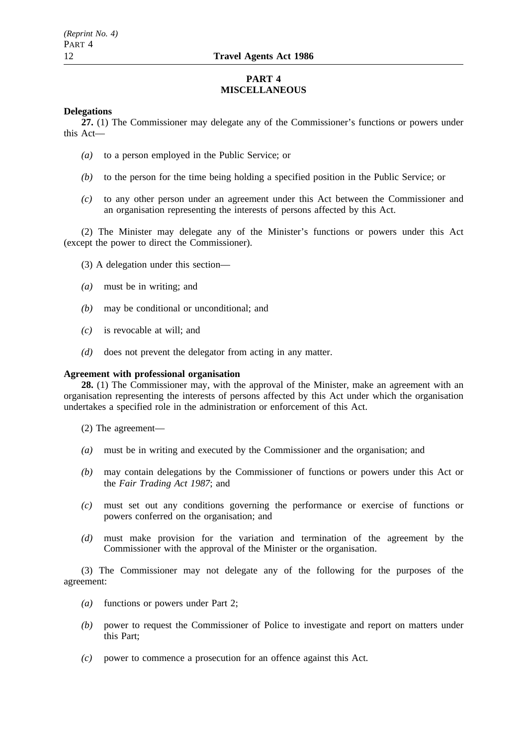## PART 4
## MISCELLANEOUS

**Delegations**

**27.** (1) The Commissioner may delegate any of the Commissioner's functions or powers under this Act—

*(a)* to a person employed in the Public Service; or

*(b)* to the person for the time being holding a specified position in the Public Service; or

*(c)* to any other person under an agreement under this Act between the Commissioner and an organisation representing the interests of persons affected by this Act.

(2) The Minister may delegate any of the Minister's functions or powers under this Act (except the power to direct the Commissioner).

(3) A delegation under this section—

*(a)* must be in writing; and

*(b)* may be conditional or unconditional; and

*(c)* is revocable at will; and

*(d)* does not prevent the delegator from acting in any matter.

**Agreement with professional organisation**

**28.** (1) The Commissioner may, with the approval of the Minister, make an agreement with an organisation representing the interests of persons affected by this Act under which the organisation undertakes a specified role in the administration or enforcement of this Act.

(2) The agreement—

*(a)* must be in writing and executed by the Commissioner and the organisation; and

*(b)* may contain delegations by the Commissioner of functions or powers under this Act or the *Fair Trading Act 1987*; and

*(c)* must set out any conditions governing the performance or exercise of functions or powers conferred on the organisation; and

*(d)* must make provision for the variation and termination of the agreement by the Commissioner with the approval of the Minister or the organisation.

(3) The Commissioner may not delegate any of the following for the purposes of the agreement:

*(a)* functions or powers under Part 2;

*(b)* power to request the Commissioner of Police to investigate and report on matters under this Part;

*(c)* power to commence a prosecution for an offence against this Act.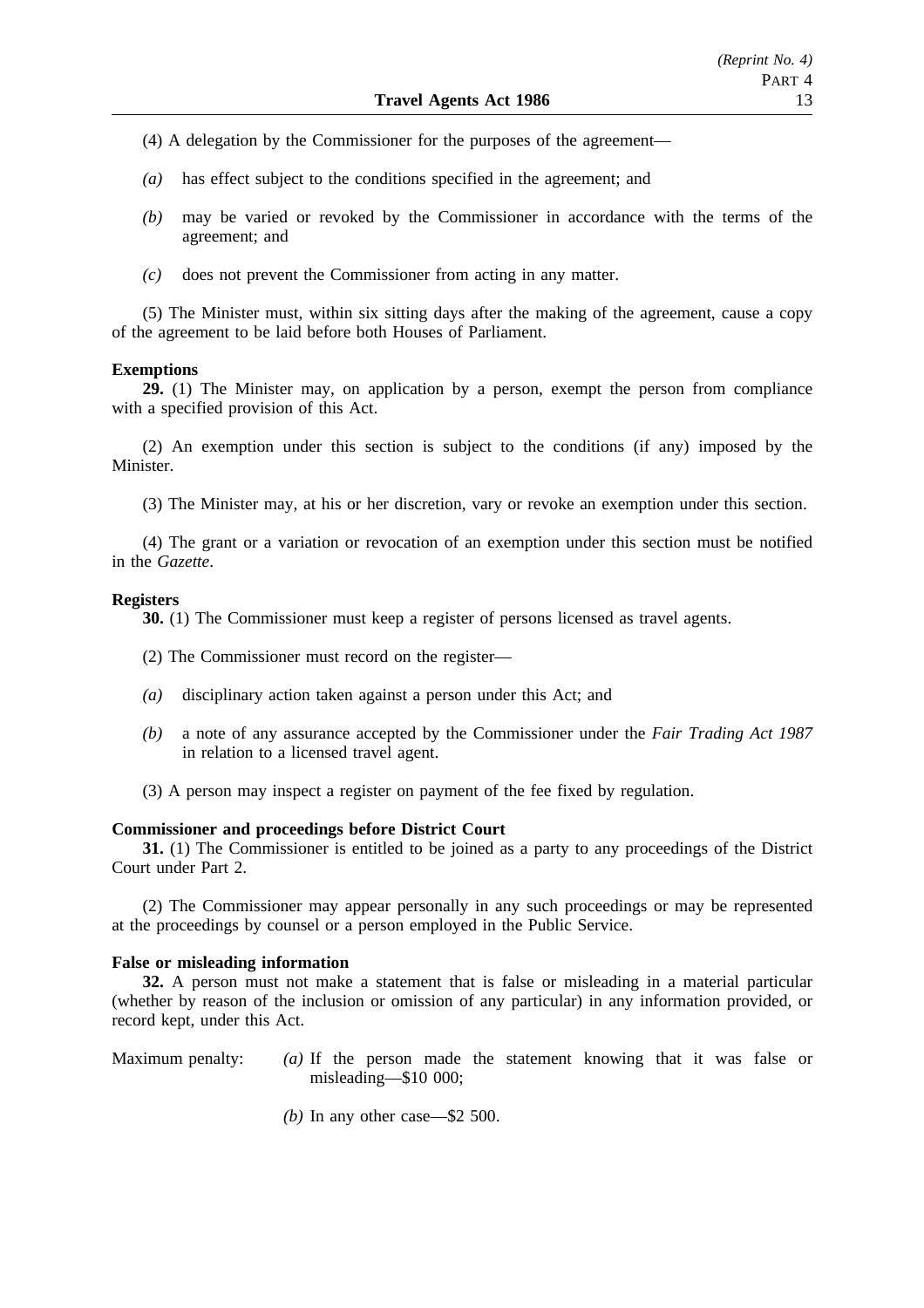(4) A delegation by the Commissioner for the purposes of the agreement—

*(a)* has effect subject to the conditions specified in the agreement; and

*(b)* may be varied or revoked by the Commissioner in accordance with the terms of the agreement; and

*(c)* does not prevent the Commissioner from acting in any matter.

(5) The Minister must, within six sitting days after the making of the agreement, cause a copy of the agreement to be laid before both Houses of Parliament.

**Exemptions**

**29.** (1) The Minister may, on application by a person, exempt the person from compliance with a specified provision of this Act.

(2) An exemption under this section is subject to the conditions (if any) imposed by the Minister.

(3) The Minister may, at his or her discretion, vary or revoke an exemption under this section.

(4) The grant or a variation or revocation of an exemption under this section must be notified in the *Gazette*.

**Registers**

**30.** (1) The Commissioner must keep a register of persons licensed as travel agents.

(2) The Commissioner must record on the register—

*(a)* disciplinary action taken against a person under this Act; and

*(b)* a note of any assurance accepted by the Commissioner under the *Fair Trading Act 1987* in relation to a licensed travel agent.

(3) A person may inspect a register on payment of the fee fixed by regulation.

**Commissioner and proceedings before District Court**

**31.** (1) The Commissioner is entitled to be joined as a party to any proceedings of the District Court under Part 2.

(2) The Commissioner may appear personally in any such proceedings or may be represented at the proceedings by counsel or a person employed in the Public Service.

**False or misleading information**

**32.** A person must not make a statement that is false or misleading in a material particular (whether by reason of the inclusion or omission of any particular) in any information provided, or record kept, under this Act.

Maximum penalty: *(a)* If the person made the statement knowing that it was false or misleading—$10 000;

*(b)* In any other case—$2 500.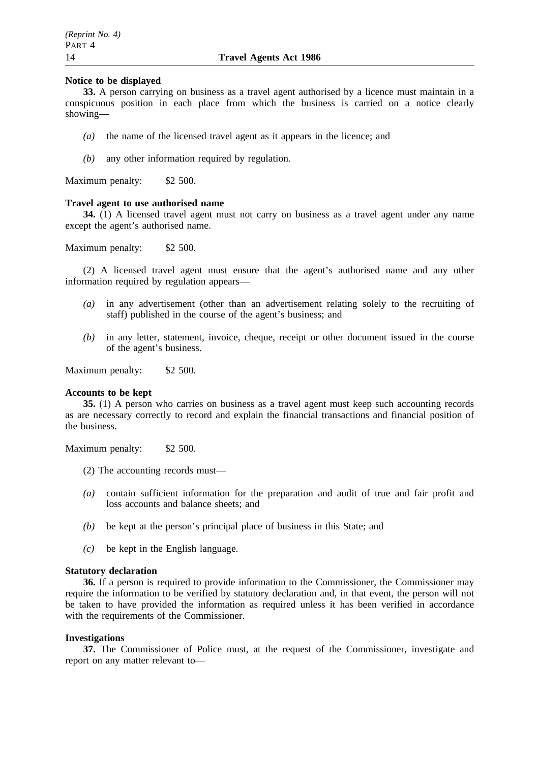**Notice to be displayed**

**33.** A person carrying on business as a travel agent authorised by a licence must maintain in a conspicuous position in each place from which the business is carried on a notice clearly showing—

*(a)* the name of the licensed travel agent as it appears in the licence; and

*(b)* any other information required by regulation.

Maximum penalty: $2 500.

**Travel agent to use authorised name**

**34.** (1) A licensed travel agent must not carry on business as a travel agent under any name except the agent's authorised name.

Maximum penalty: $2 500.

(2) A licensed travel agent must ensure that the agent's authorised name and any other information required by regulation appears—

*(a)* in any advertisement (other than an advertisement relating solely to the recruiting of staff) published in the course of the agent's business; and

*(b)* in any letter, statement, invoice, cheque, receipt or other document issued in the course of the agent's business.

Maximum penalty: $2 500.

**Accounts to be kept**

**35.** (1) A person who carries on business as a travel agent must keep such accounting records as are necessary correctly to record and explain the financial transactions and financial position of the business.

Maximum penalty: $2 500.

(2) The accounting records must—

*(a)* contain sufficient information for the preparation and audit of true and fair profit and loss accounts and balance sheets; and

*(b)* be kept at the person's principal place of business in this State; and

*(c)* be kept in the English language.

**Statutory declaration**

**36.** If a person is required to provide information to the Commissioner, the Commissioner may require the information to be verified by statutory declaration and, in that event, the person will not be taken to have provided the information as required unless it has been verified in accordance with the requirements of the Commissioner.

**Investigations**

**37.** The Commissioner of Police must, at the request of the Commissioner, investigate and report on any matter relevant to—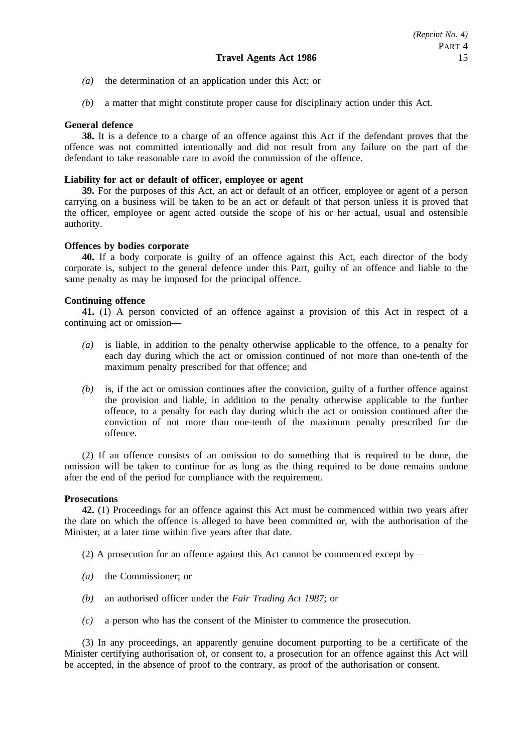*(a)* the determination of an application under this Act; or

*(b)* a matter that might constitute proper cause for disciplinary action under this Act.

**General defence**

**38.** It is a defence to a charge of an offence against this Act if the defendant proves that the offence was not committed intentionally and did not result from any failure on the part of the defendant to take reasonable care to avoid the commission of the offence.

**Liability for act or default of officer, employee or agent**

**39.** For the purposes of this Act, an act or default of an officer, employee or agent of a person carrying on a business will be taken to be an act or default of that person unless it is proved that the officer, employee or agent acted outside the scope of his or her actual, usual and ostensible authority.

**Offences by bodies corporate**

**40.** If a body corporate is guilty of an offence against this Act, each director of the body corporate is, subject to the general defence under this Part, guilty of an offence and liable to the same penalty as may be imposed for the principal offence.

**Continuing offence**

**41.** (1) A person convicted of an offence against a provision of this Act in respect of a continuing act or omission—

*(a)* is liable, in addition to the penalty otherwise applicable to the offence, to a penalty for each day during which the act or omission continued of not more than one-tenth of the maximum penalty prescribed for that offence; and

*(b)* is, if the act or omission continues after the conviction, guilty of a further offence against the provision and liable, in addition to the penalty otherwise applicable to the further offence, to a penalty for each day during which the act or omission continued after the conviction of not more than one-tenth of the maximum penalty prescribed for the offence.

(2) If an offence consists of an omission to do something that is required to be done, the omission will be taken to continue for as long as the thing required to be done remains undone after the end of the period for compliance with the requirement.

**Prosecutions**

**42.** (1) Proceedings for an offence against this Act must be commenced within two years after the date on which the offence is alleged to have been committed or, with the authorisation of the Minister, at a later time within five years after that date.

(2) A prosecution for an offence against this Act cannot be commenced except by—

*(a)* the Commissioner; or

*(b)* an authorised officer under the *Fair Trading Act 1987*; or

*(c)* a person who has the consent of the Minister to commence the prosecution.

(3) In any proceedings, an apparently genuine document purporting to be a certificate of the Minister certifying authorisation of, or consent to, a prosecution for an offence against this Act will be accepted, in the absence of proof to the contrary, as proof of the authorisation or consent.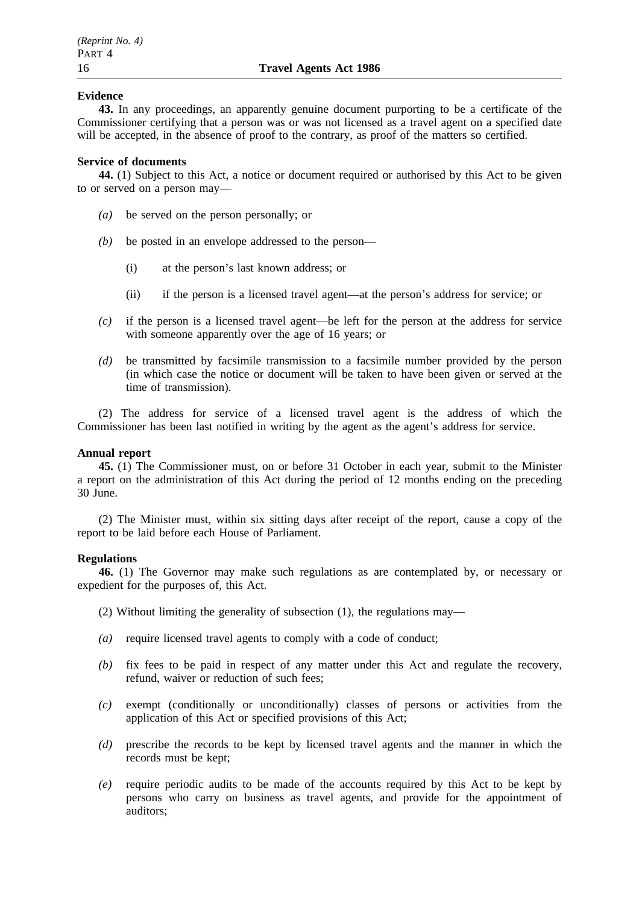**Evidence**

**43.** In any proceedings, an apparently genuine document purporting to be a certificate of the Commissioner certifying that a person was or was not licensed as a travel agent on a specified date will be accepted, in the absence of proof to the contrary, as proof of the matters so certified.

**Service of documents**

**44.** (1) Subject to this Act, a notice or document required or authorised by this Act to be given to or served on a person may—

*(a)* be served on the person personally; or

*(b)* be posted in an envelope addressed to the person—

(i) at the person's last known address; or

(ii) if the person is a licensed travel agent—at the person's address for service; or

*(c)* if the person is a licensed travel agent—be left for the person at the address for service with someone apparently over the age of 16 years; or

*(d)* be transmitted by facsimile transmission to a facsimile number provided by the person (in which case the notice or document will be taken to have been given or served at the time of transmission).

(2) The address for service of a licensed travel agent is the address of which the Commissioner has been last notified in writing by the agent as the agent's address for service.

**Annual report**

**45.** (1) The Commissioner must, on or before 31 October in each year, submit to the Minister a report on the administration of this Act during the period of 12 months ending on the preceding 30 June.

(2) The Minister must, within six sitting days after receipt of the report, cause a copy of the report to be laid before each House of Parliament.

**Regulations**

**46.** (1) The Governor may make such regulations as are contemplated by, or necessary or expedient for the purposes of, this Act.

(2) Without limiting the generality of subsection (1), the regulations may—

*(a)* require licensed travel agents to comply with a code of conduct;

*(b)* fix fees to be paid in respect of any matter under this Act and regulate the recovery, refund, waiver or reduction of such fees;

*(c)* exempt (conditionally or unconditionally) classes of persons or activities from the application of this Act or specified provisions of this Act;

*(d)* prescribe the records to be kept by licensed travel agents and the manner in which the records must be kept;

*(e)* require periodic audits to be made of the accounts required by this Act to be kept by persons who carry on business as travel agents, and provide for the appointment of auditors;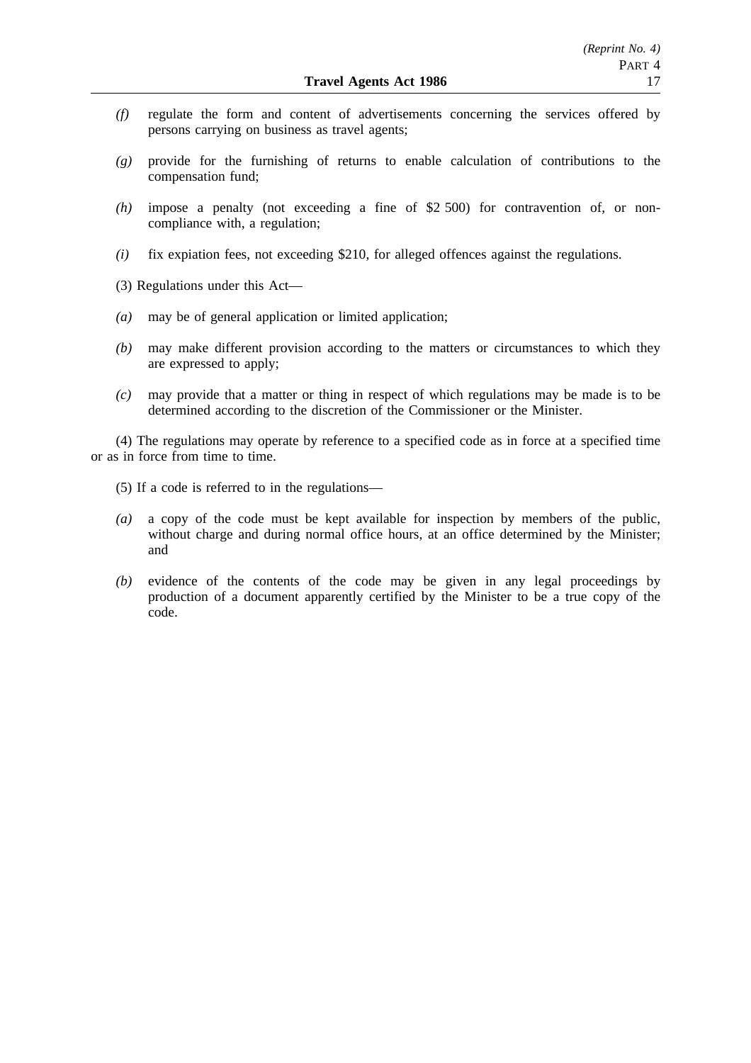*(f)* regulate the form and content of advertisements concerning the services offered by persons carrying on business as travel agents;

*(g)* provide for the furnishing of returns to enable calculation of contributions to the compensation fund;

*(h)* impose a penalty (not exceeding a fine of $2 500) for contravention of, or non-compliance with, a regulation;

*(i)* fix expiation fees, not exceeding $210, for alleged offences against the regulations.

(3) Regulations under this Act—

*(a)* may be of general application or limited application;

*(b)* may make different provision according to the matters or circumstances to which they are expressed to apply;

*(c)* may provide that a matter or thing in respect of which regulations may be made is to be determined according to the discretion of the Commissioner or the Minister.

(4) The regulations may operate by reference to a specified code as in force at a specified time or as in force from time to time.

(5) If a code is referred to in the regulations—

*(a)* a copy of the code must be kept available for inspection by members of the public, without charge and during normal office hours, at an office determined by the Minister; and

*(b)* evidence of the contents of the code may be given in any legal proceedings by production of a document apparently certified by the Minister to be a true copy of the code.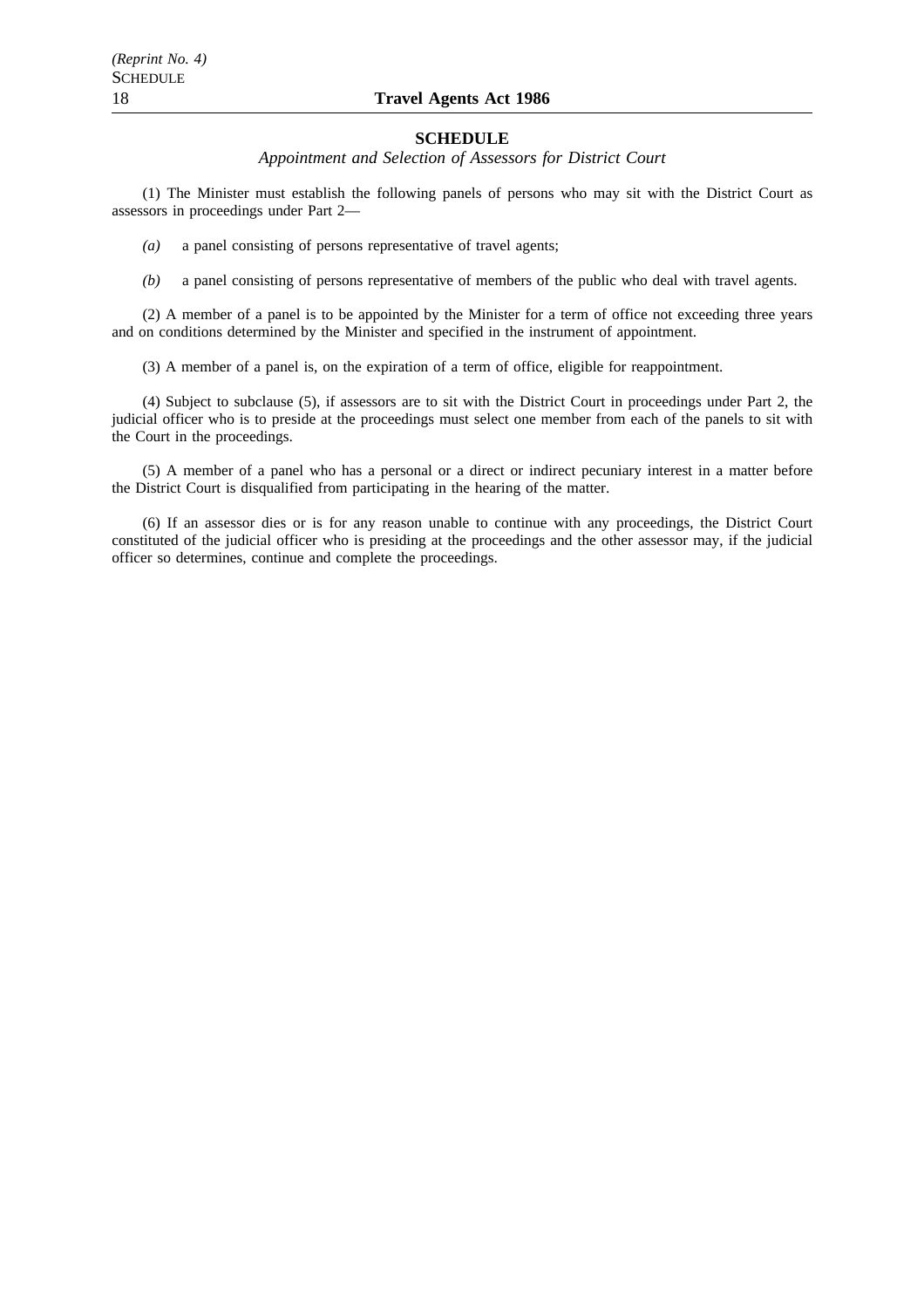## SCHEDULE

*Appointment and Selection of Assessors for District Court*

(1) The Minister must establish the following panels of persons who may sit with the District Court as assessors in proceedings under Part 2—

*(a)* a panel consisting of persons representative of travel agents;

*(b)* a panel consisting of persons representative of members of the public who deal with travel agents.

(2) A member of a panel is to be appointed by the Minister for a term of office not exceeding three years and on conditions determined by the Minister and specified in the instrument of appointment.

(3) A member of a panel is, on the expiration of a term of office, eligible for reappointment.

(4) Subject to subclause (5), if assessors are to sit with the District Court in proceedings under Part 2, the judicial officer who is to preside at the proceedings must select one member from each of the panels to sit with the Court in the proceedings.

(5) A member of a panel who has a personal or a direct or indirect pecuniary interest in a matter before the District Court is disqualified from participating in the hearing of the matter.

(6) If an assessor dies or is for any reason unable to continue with any proceedings, the District Court constituted of the judicial officer who is presiding at the proceedings and the other assessor may, if the judicial officer so determines, continue and complete the proceedings.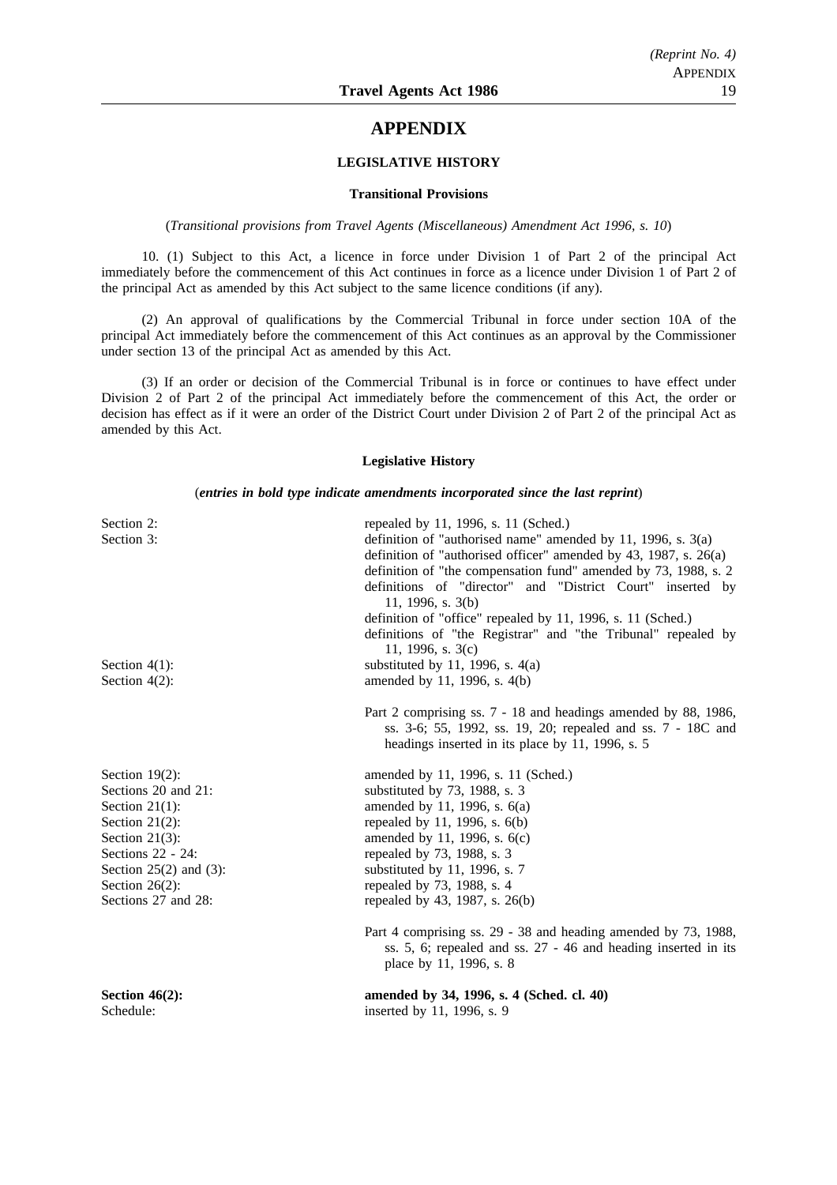# APPENDIX

## LEGISLATIVE HISTORY

### Transitional Provisions

(*Transitional provisions from Travel Agents (Miscellaneous) Amendment Act 1996, s. 10*)

10. (1) Subject to this Act, a licence in force under Division 1 of Part 2 of the principal Act immediately before the commencement of this Act continues in force as a licence under Division 1 of Part 2 of the principal Act as amended by this Act subject to the same licence conditions (if any).

(2) An approval of qualifications by the Commercial Tribunal in force under section 10A of the principal Act immediately before the commencement of this Act continues as an approval by the Commissioner under section 13 of the principal Act as amended by this Act.

(3) If an order or decision of the Commercial Tribunal is in force or continues to have effect under Division 2 of Part 2 of the principal Act immediately before the commencement of this Act, the order or decision has effect as if it were an order of the District Court under Division 2 of Part 2 of the principal Act as amended by this Act.

### Legislative History

(***entries in bold type indicate amendments incorporated since the last reprint***)

| | |
|---|---|
| Section 2: | repealed by 11, 1996, s. 11 (Sched.) |
| Section 3: | definition of "authorised name" amended by 11, 1996, s. 3(a) |
| | definition of "authorised officer" amended by 43, 1987, s. 26(a) |
| | definition of "the compensation fund" amended by 73, 1988, s. 2 |
| | definitions of "director" and "District Court" inserted by 11, 1996, s. 3(b) |
| | definition of "office" repealed by 11, 1996, s. 11 (Sched.) |
| | definitions of "the Registrar" and "the Tribunal" repealed by 11, 1996, s. 3(c) |
| Section 4(1): | substituted by 11, 1996, s. 4(a) |
| Section 4(2): | amended by 11, 1996, s. 4(b) |
| | Part 2 comprising ss. 7 - 18 and headings amended by 88, 1986, ss. 3-6; 55, 1992, ss. 19, 20; repealed and ss. 7 - 18C and headings inserted in its place by 11, 1996, s. 5 |
| Section 19(2): | amended by 11, 1996, s. 11 (Sched.) |
| Sections 20 and 21: | substituted by 73, 1988, s. 3 |
| Section 21(1): | amended by 11, 1996, s. 6(a) |
| Section 21(2): | repealed by 11, 1996, s. 6(b) |
| Section 21(3): | amended by 11, 1996, s. 6(c) |
| Sections 22 - 24: | repealed by 73, 1988, s. 3 |
| Section 25(2) and (3): | substituted by 11, 1996, s. 7 |
| Section 26(2): | repealed by 73, 1988, s. 4 |
| Sections 27 and 28: | repealed by 43, 1987, s. 26(b) |
| | Part 4 comprising ss. 29 - 38 and heading amended by 73, 1988, ss. 5, 6; repealed and ss. 27 - 46 and heading inserted in its place by 11, 1996, s. 8 |
| **Section 46(2):** | **amended by 34, 1996, s. 4 (Sched. cl. 40)** |
| Schedule: | inserted by 11, 1996, s. 9 |